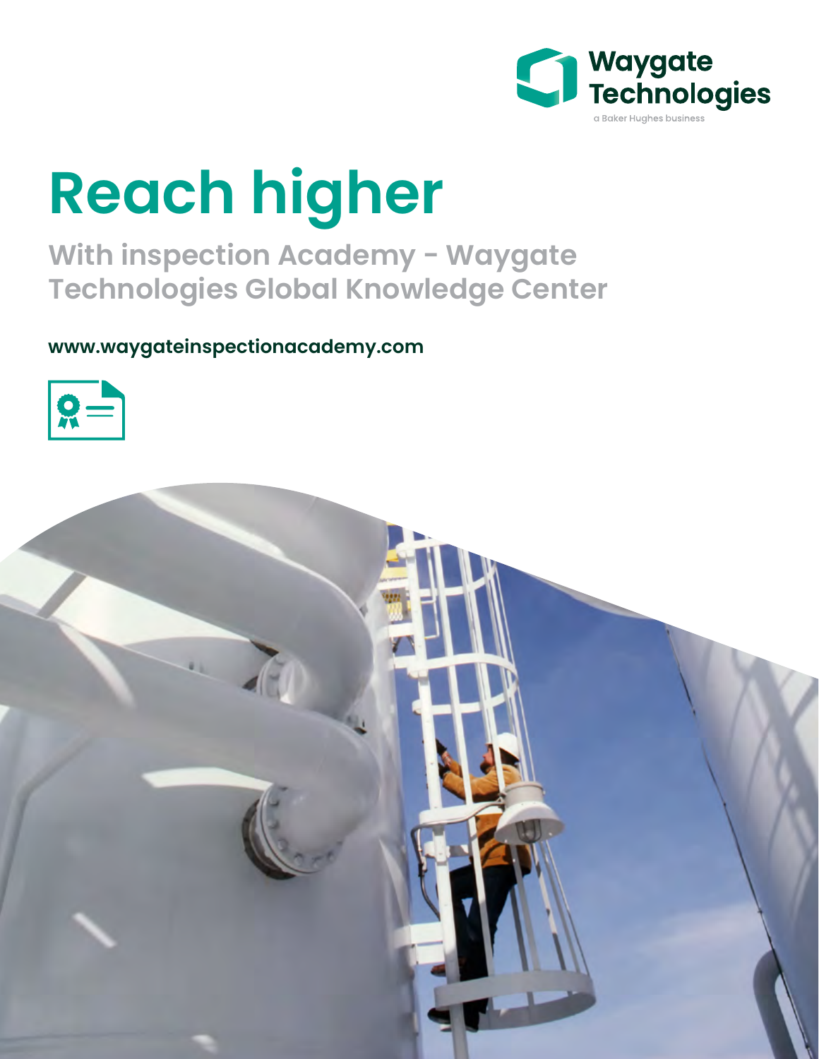Waygate Technologies
a Baker Hughes business

# Reach higher

## With inspection Academy - Waygate Technologies Global Knowledge Center

**www.waygateinspectionacademy.com**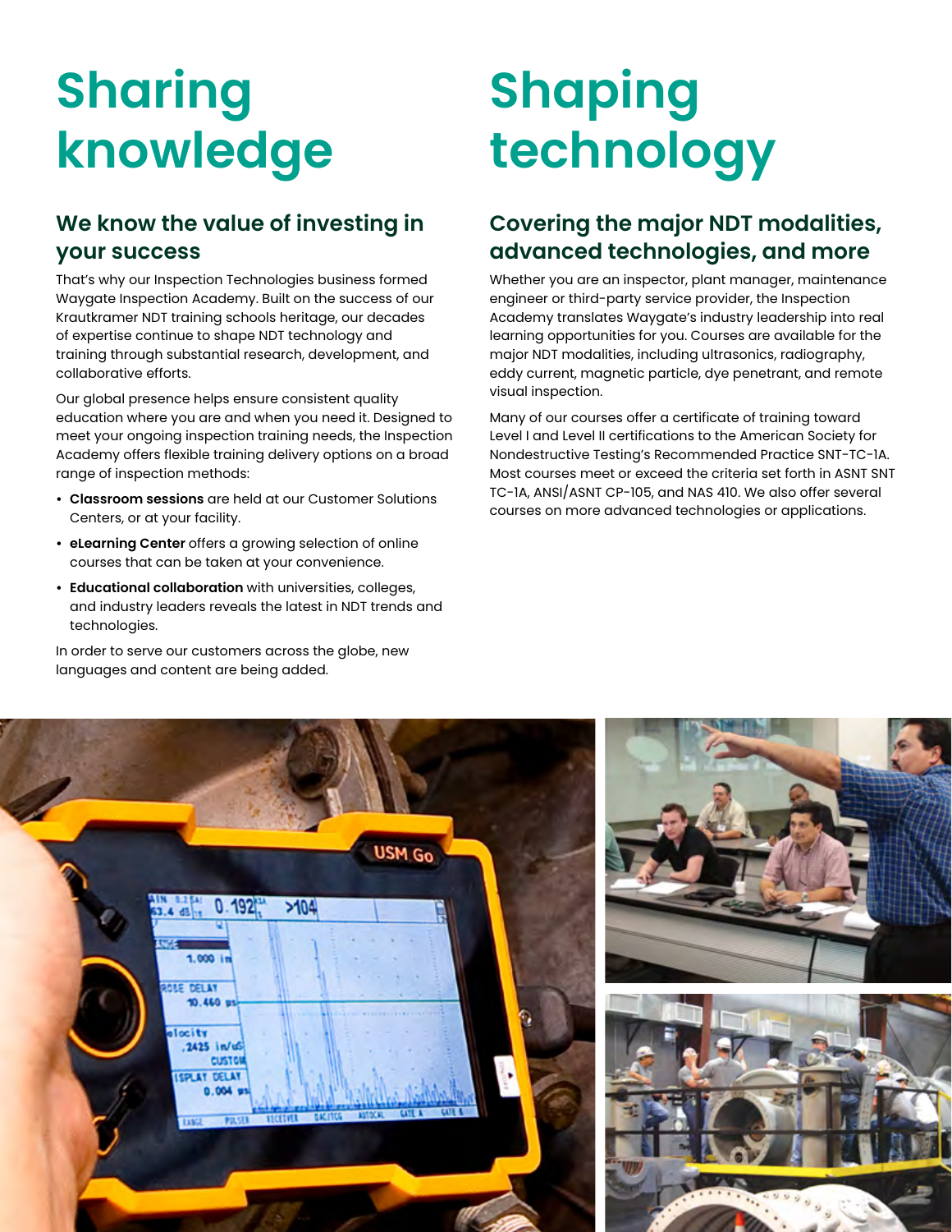# Sharing knowledge

## We know the value of investing in your success

That's why our Inspection Technologies business formed Waygate Inspection Academy. Built on the success of our Krautkramer NDT training schools heritage, our decades of expertise continue to shape NDT technology and training through substantial research, development, and collaborative efforts.

Our global presence helps ensure consistent quality education where you are and when you need it. Designed to meet your ongoing inspection training needs, the Inspection Academy offers flexible training delivery options on a broad range of inspection methods:

- **Classroom sessions** are held at our Customer Solutions Centers, or at your facility.
- **eLearning Center** offers a growing selection of online courses that can be taken at your convenience.
- **Educational collaboration** with universities, colleges, and industry leaders reveals the latest in NDT trends and technologies.

In order to serve our customers across the globe, new languages and content are being added.

# Shaping technology

## Covering the major NDT modalities, advanced technologies, and more

Whether you are an inspector, plant manager, maintenance engineer or third-party service provider, the Inspection Academy translates Waygate's industry leadership into real learning opportunities for you. Courses are available for the major NDT modalities, including ultrasonics, radiography, eddy current, magnetic particle, dye penetrant, and remote visual inspection.

Many of our courses offer a certificate of training toward Level I and Level II certifications to the American Society for Nondestructive Testing's Recommended Practice SNT-TC-1A. Most courses meet or exceed the criteria set forth in ASNT SNT TC-1A, ANSI/ASNT CP-105, and NAS 410. We also offer several courses on more advanced technologies or applications.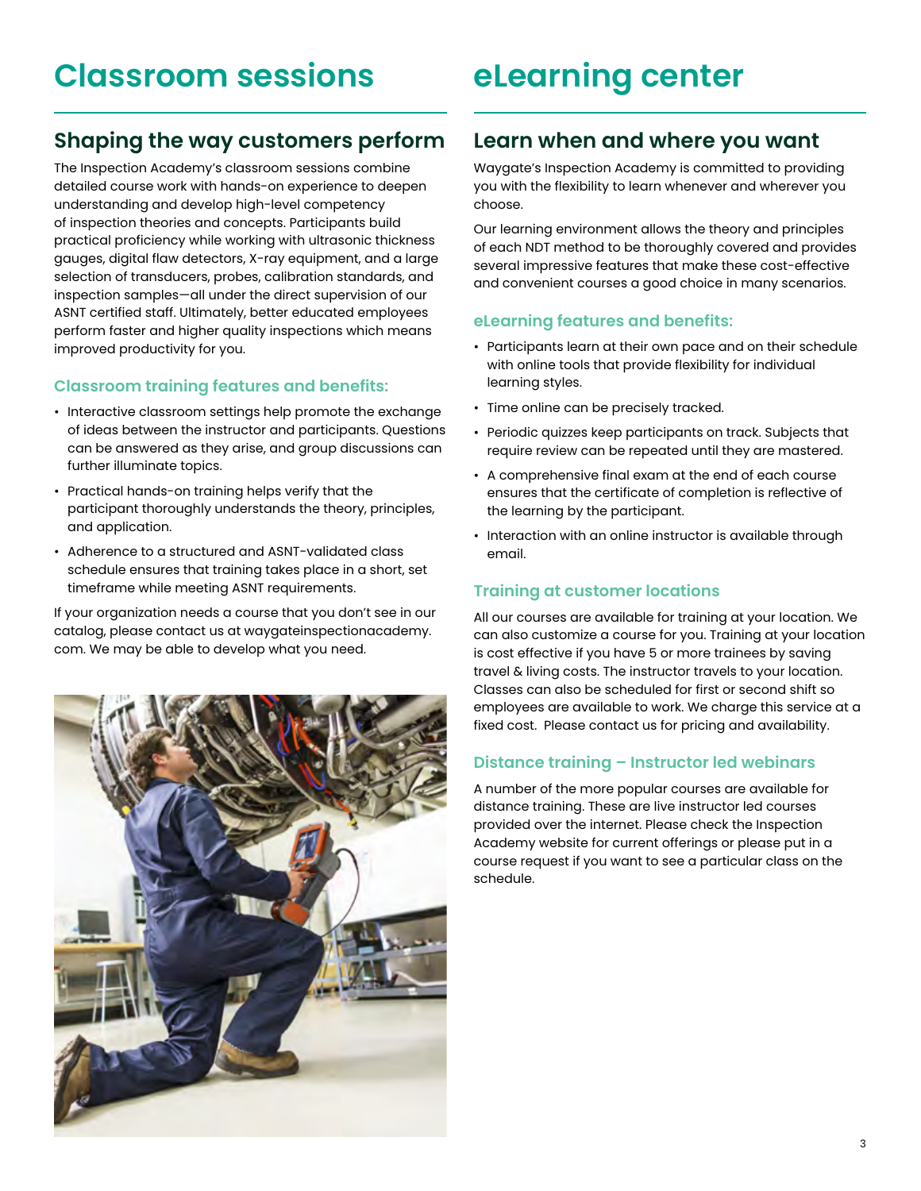# Classroom sessions

## Shaping the way customers perform

The Inspection Academy's classroom sessions combine detailed course work with hands-on experience to deepen understanding and develop high-level competency of inspection theories and concepts. Participants build practical proficiency while working with ultrasonic thickness gauges, digital flaw detectors, X-ray equipment, and a large selection of transducers, probes, calibration standards, and inspection samples—all under the direct supervision of our ASNT certified staff. Ultimately, better educated employees perform faster and higher quality inspections which means improved productivity for you.

### Classroom training features and benefits:

- Interactive classroom settings help promote the exchange of ideas between the instructor and participants. Questions can be answered as they arise, and group discussions can further illuminate topics.
- Practical hands-on training helps verify that the participant thoroughly understands the theory, principles, and application.
- Adherence to a structured and ASNT-validated class schedule ensures that training takes place in a short, set timeframe while meeting ASNT requirements.

If your organization needs a course that you don't see in our catalog, please contact us at waygateinspectionacademy.com. We may be able to develop what you need.

# eLearning center

## Learn when and where you want

Waygate's Inspection Academy is committed to providing you with the flexibility to learn whenever and wherever you choose.

Our learning environment allows the theory and principles of each NDT method to be thoroughly covered and provides several impressive features that make these cost-effective and convenient courses a good choice in many scenarios.

### eLearning features and benefits:

- Participants learn at their own pace and on their schedule with online tools that provide flexibility for individual learning styles.
- Time online can be precisely tracked.
- Periodic quizzes keep participants on track. Subjects that require review can be repeated until they are mastered.
- A comprehensive final exam at the end of each course ensures that the certificate of completion is reflective of the learning by the participant.
- Interaction with an online instructor is available through email.

### Training at customer locations

All our courses are available for training at your location. We can also customize a course for you. Training at your location is cost effective if you have 5 or more trainees by saving travel & living costs. The instructor travels to your location. Classes can also be scheduled for first or second shift so employees are available to work. We charge this service at a fixed cost. Please contact us for pricing and availability.

### Distance training – Instructor led webinars

A number of the more popular courses are available for distance training. These are live instructor led courses provided over the internet. Please check the Inspection Academy website for current offerings or please put in a course request if you want to see a particular class on the schedule.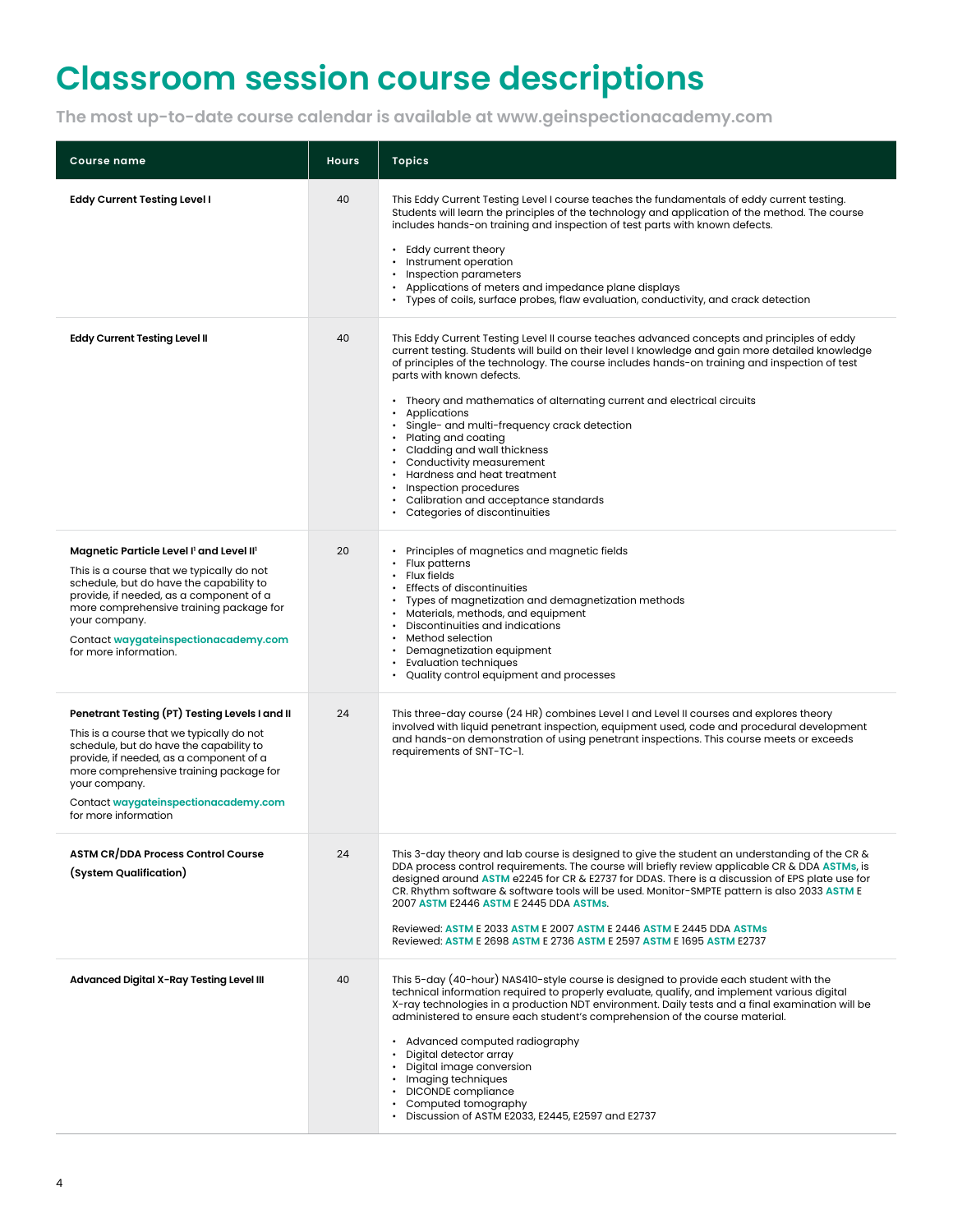# Classroom session course descriptions

**The most up-to-date course calendar is available at www.geinspectionacademy.com**

| Course name | Hours | Topics |
|---|---|---|
| **Eddy Current Testing Level I** | 40 | This Eddy Current Testing Level I course teaches the fundamentals of eddy current testing. Students will learn the principles of the technology and application of the method. The course includes hands-on training and inspection of test parts with known defects.<br><br>• Eddy current theory<br>• Instrument operation<br>• Inspection parameters<br>• Applications of meters and impedance plane displays<br>• Types of coils, surface probes, flaw evaluation, conductivity, and crack detection |
| **Eddy Current Testing Level II** | 40 | This Eddy Current Testing Level II course teaches advanced concepts and principles of eddy current testing. Students will build on their level I knowledge and gain more detailed knowledge of principles of the technology. The course includes hands-on training and inspection of test parts with known defects.<br><br>• Theory and mathematics of alternating current and electrical circuits<br>• Applications<br>• Single- and multi-frequency crack detection<br>• Plating and coating<br>• Cladding and wall thickness<br>• Conductivity measurement<br>• Hardness and heat treatment<br>• Inspection procedures<br>• Calibration and acceptance standards<br>• Categories of discontinuities |
| **Magnetic Particle Level I[1] and Level II[1]**<br><br>This is a course that we typically do not schedule, but do have the capability to provide, if needed, as a component of a more comprehensive training package for your company.<br><br>Contact **waygateinspectionacademy.com** for more information. | 20 | • Principles of magnetics and magnetic fields<br>• Flux patterns<br>• Flux fields<br>• Effects of discontinuities<br>• Types of magnetization and demagnetization methods<br>• Materials, methods, and equipment<br>• Discontinuities and indications<br>• Method selection<br>• Demagnetization equipment<br>• Evaluation techniques<br>• Quality control equipment and processes |
| **Penetrant Testing (PT) Testing Levels I and II**<br><br>This is a course that we typically do not schedule, but do have the capability to provide, if needed, as a component of a more comprehensive training package for your company.<br><br>Contact **waygateinspectionacademy.com** for more information | 24 | This three-day course (24 HR) combines Level I and Level II courses and explores theory involved with liquid penetrant inspection, equipment used, code and procedural development and hands-on demonstration of using penetrant inspections. This course meets or exceeds requirements of SNT-TC-1. |
| **ASTM CR/DDA Process Control Course**<br><br>**(System Qualification)** | 24 | This 3-day theory and lab course is designed to give the student an understanding of the CR & DDA process control requirements. The course will briefly review applicable CR & DDA **ASTMs**, is designed around **ASTM** e2245 for CR & E2737 for DDAS. There is a discussion of EPS plate use for CR. Rhythm software & software tools will be used. Monitor-SMPTE pattern is also 2033 **ASTM** E 2007 **ASTM** E2446 **ASTM** E 2445 DDA **ASTMs**.<br><br>Reviewed: **ASTM** E 2033 **ASTM** E 2007 **ASTM** E 2446 **ASTM** E 2445 DDA **ASTMs**<br>Reviewed: **ASTM** E 2698 **ASTM** E 2736 **ASTM** E 2597 **ASTM** E 1695 **ASTM** E2737 |
| **Advanced Digital X-Ray Testing Level III** | 40 | This 5-day (40-hour) NAS410-style course is designed to provide each student with the technical information required to properly evaluate, qualify, and implement various digital X-ray technologies in a production NDT environment. Daily tests and a final examination will be administered to ensure each student's comprehension of the course material.<br><br>• Advanced computed radiography<br>• Digital detector array<br>• Digital image conversion<br>• Imaging techniques<br>• DICONDE compliance<br>• Computed tomography<br>• Discussion of ASTM E2033, E2445, E2597 and E2737 |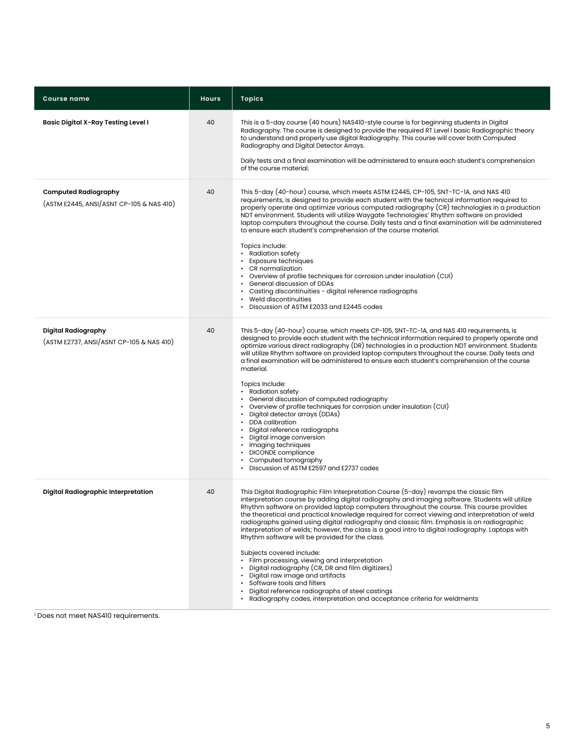| Course name | Hours | Topics |
|---|---|---|
| **Basic Digital X-Ray Testing Level I** | 40 | This is a 5-day course (40 hours) NAS410-style course is for beginning students in Digital Radiography. The course is designed to provide the required RT Level I basic Radiographic theory to understand and properly use digital Radiography. This course will cover both Computed Radiography and Digital Detector Arrays.<br><br>Daily tests and a final examination will be administered to ensure each student's comprehension of the course material. |
| **Computed Radiography**<br>(ASTM E2445, ANSI/ASNT CP-105 & NAS 410) | 40 | This 5-day (40-hour) course, which meets ASTM E2445, CP-105, SNT-TC-1A, and NAS 410 requirements, is designed to provide each student with the technical information required to properly operate and optimize various computed radiography (CR) technologies in a production NDT environment. Students will utilize Waygate Technologies' Rhythm software on provided laptop computers throughout the course. Daily tests and a final examination will be administered to ensure each student's comprehension of the course material.<br><br>Topics include:<br>• Radiation safety<br>• Exposure techniques<br>• CR normalization<br>• Overview of profile techniques for corrosion under insulation (CUI)<br>• General discussion of DDAs<br>• Casting discontinuities - digital reference radiographs<br>• Weld discontinuities<br>• Discussion of ASTM E2033 and E2445 codes |
| **Digital Radiography**<br>(ASTM E2737, ANSI/ASNT CP-105 & NAS 410) | 40 | This 5-day (40-hour) course, which meets CP-105, SNT-TC-1A, and NAS 410 requirements, is designed to provide each student with the technical information required to properly operate and optimize various direct radiography (DR) technologies in a production NDT environment. Students will utilize Rhythm software on provided laptop computers throughout the course. Daily tests and a final examination will be administered to ensure each student's comprehension of the course material.<br><br>Topics Include:<br>• Radiation safety<br>• General discussion of computed radiography<br>• Overview of profile techniques for corrosion under insulation (CUI)<br>• Digital detector arrays (DDAs)<br>• DDA calibration<br>• Digital reference radiographs<br>• Digital image conversion<br>• Imaging techniques<br>• DICONDE compliance<br>• Computed tomography<br>• Discussion of ASTM E2597 and E2737 codes |
| **Digital Radiographic Interpretation** | 40 | This Digital Radiographic Film Interpretation Course (5-day) revamps the classic film interpretation course by adding digital radiography and imaging software. Students will utilize Rhythm software on provided laptop computers throughout the course. This course provides the theoretical and practical knowledge required for correct viewing and interpretation of weld radiographs gained using digital radiography and classic film. Emphasis is on radiographic interpretation of welds; however, the class is a good intro to digital radiography. Laptops with Rhythm software will be provided for the class.<br><br>Subjects covered include:<br>• Film processing, viewing and interpretation<br>• Digital radiography (CR, DR and film digitizers)<br>• Digital raw image and artifacts<br>• Software tools and filters<br>• Digital reference radiographs of steel castings<br>• Radiography codes, interpretation and acceptance criteria for weldments |

[1] Does not meet NAS410 requirements.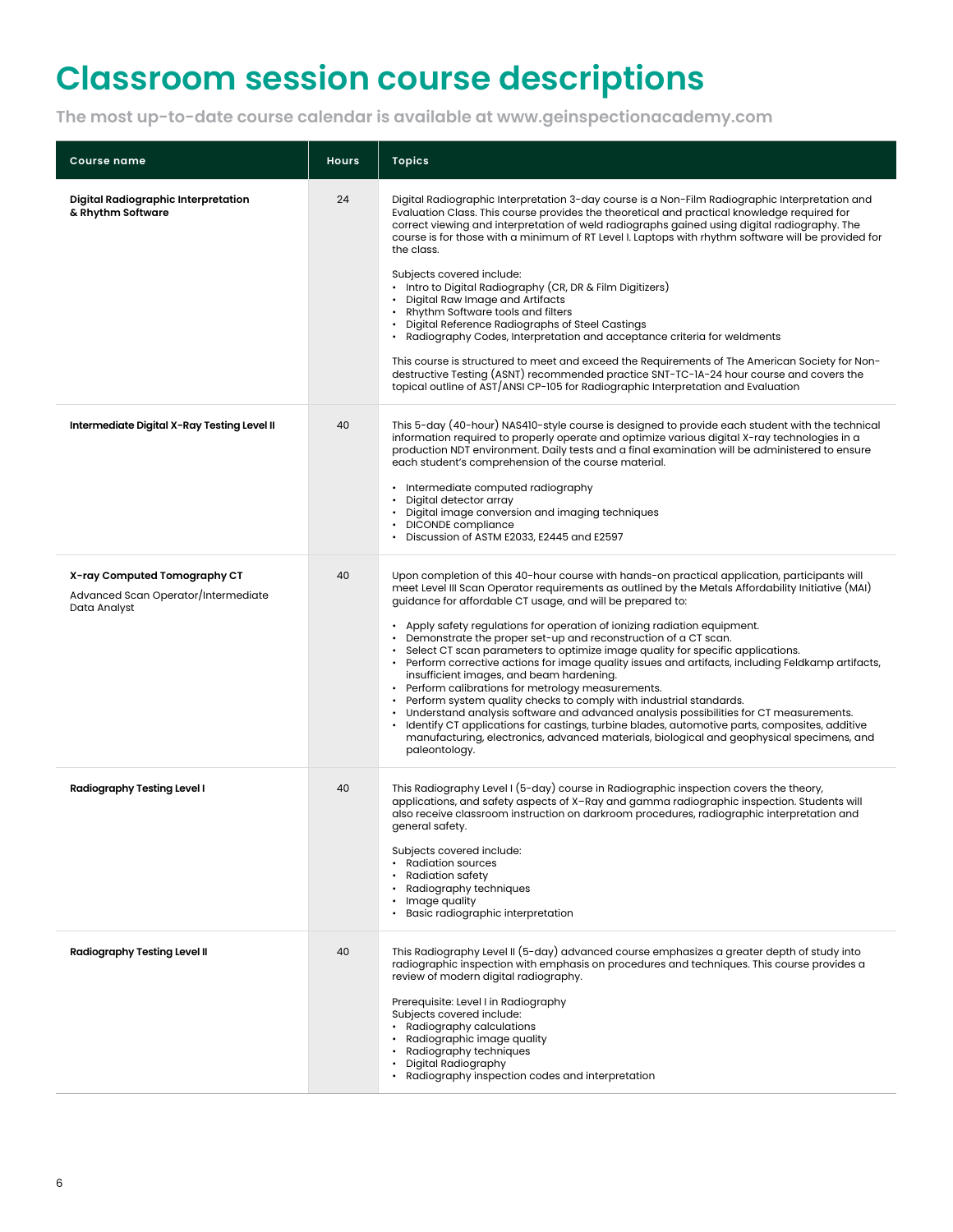# Classroom session course descriptions

**The most up-to-date course calendar is available at www.geinspectionacademy.com**

| Course name | Hours | Topics |
|---|---|---|
| **Digital Radiographic Interpretation & Rhythm Software** | 24 | Digital Radiographic Interpretation 3-day course is a Non-Film Radiographic Interpretation and Evaluation Class. This course provides the theoretical and practical knowledge required for correct viewing and interpretation of weld radiographs gained using digital radiography. The course is for those with a minimum of RT Level I. Laptops with rhythm software will be provided for the class.<br><br>Subjects covered include:<br>• Intro to Digital Radiography (CR, DR & Film Digitizers)<br>• Digital Raw Image and Artifacts<br>• Rhythm Software tools and filters<br>• Digital Reference Radiographs of Steel Castings<br>• Radiography Codes, Interpretation and acceptance criteria for weldments<br><br>This course is structured to meet and exceed the Requirements of The American Society for Non-destructive Testing (ASNT) recommended practice SNT-TC-1A-24 hour course and covers the topical outline of AST/ANSI CP-105 for Radiographic Interpretation and Evaluation |
| **Intermediate Digital X-Ray Testing Level II** | 40 | This 5-day (40-hour) NAS410-style course is designed to provide each student with the technical information required to properly operate and optimize various digital X-ray technologies in a production NDT environment. Daily tests and a final examination will be administered to ensure each student's comprehension of the course material.<br><br>• Intermediate computed radiography<br>• Digital detector array<br>• Digital image conversion and imaging techniques<br>• DICONDE compliance<br>• Discussion of ASTM E2033, E2445 and E2597 |
| **X-ray Computed Tomography CT**<br><br>Advanced Scan Operator/Intermediate Data Analyst | 40 | Upon completion of this 40-hour course with hands-on practical application, participants will meet Level III Scan Operator requirements as outlined by the Metals Affordability Initiative (MAI) guidance for affordable CT usage, and will be prepared to:<br><br>• Apply safety regulations for operation of ionizing radiation equipment.<br>• Demonstrate the proper set-up and reconstruction of a CT scan.<br>• Select CT scan parameters to optimize image quality for specific applications.<br>• Perform corrective actions for image quality issues and artifacts, including Feldkamp artifacts, insufficient images, and beam hardening.<br>• Perform calibrations for metrology measurements.<br>• Perform system quality checks to comply with industrial standards.<br>• Understand analysis software and advanced analysis possibilities for CT measurements.<br>• Identify CT applications for castings, turbine blades, automotive parts, composites, additive manufacturing, electronics, advanced materials, biological and geophysical specimens, and paleontology. |
| **Radiography Testing Level I** | 40 | This Radiography Level I (5-day) course in Radiographic inspection covers the theory, applications, and safety aspects of X-Ray and gamma radiographic inspection. Students will also receive classroom instruction on darkroom procedures, radiographic interpretation and general safety.<br><br>Subjects covered include:<br>• Radiation sources<br>• Radiation safety<br>• Radiography techniques<br>• Image quality<br>• Basic radiographic interpretation |
| **Radiography Testing Level II** | 40 | This Radiography Level II (5-day) advanced course emphasizes a greater depth of study into radiographic inspection with emphasis on procedures and techniques. This course provides a review of modern digital radiography.<br><br>Prerequisite: Level I in Radiography<br>Subjects covered include:<br>• Radiography calculations<br>• Radiographic image quality<br>• Radiography techniques<br>• Digital Radiography<br>• Radiography inspection codes and interpretation |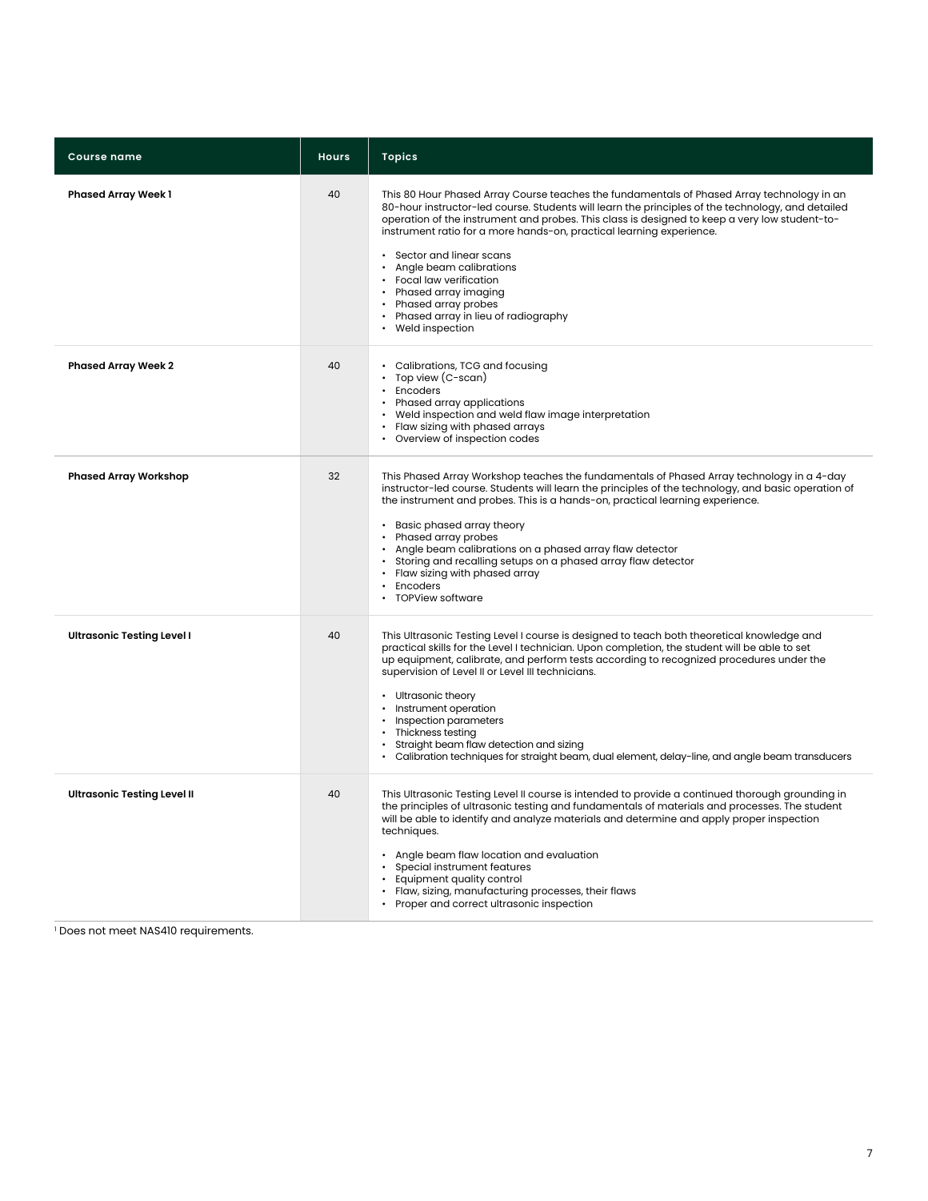| Course name | Hours | Topics |
| --- | --- | --- |
| **Phased Array Week 1** | 40 | This 80 Hour Phased Array Course teaches the fundamentals of Phased Array technology in an 80-hour instructor-led course. Students will learn the principles of the technology, and detailed operation of the instrument and probes. This class is designed to keep a very low student-to-instrument ratio for a more hands-on, practical learning experience.<br><br>• Sector and linear scans<br>• Angle beam calibrations<br>• Focal law verification<br>• Phased array imaging<br>• Phased array probes<br>• Phased array in lieu of radiography<br>• Weld inspection |
| **Phased Array Week 2** | 40 | • Calibrations, TCG and focusing<br>• Top view (C-scan)<br>• Encoders<br>• Phased array applications<br>• Weld inspection and weld flaw image interpretation<br>• Flaw sizing with phased arrays<br>• Overview of inspection codes |
| **Phased Array Workshop** | 32 | This Phased Array Workshop teaches the fundamentals of Phased Array technology in a 4-day instructor-led course. Students will learn the principles of the technology, and basic operation of the instrument and probes. This is a hands-on, practical learning experience.<br><br>• Basic phased array theory<br>• Phased array probes<br>• Angle beam calibrations on a phased array flaw detector<br>• Storing and recalling setups on a phased array flaw detector<br>• Flaw sizing with phased array<br>• Encoders<br>• TOPView software |
| **Ultrasonic Testing Level I** | 40 | This Ultrasonic Testing Level I course is designed to teach both theoretical knowledge and practical skills for the Level I technician. Upon completion, the student will be able to set up equipment, calibrate, and perform tests according to recognized procedures under the supervision of Level II or Level III technicians.<br><br>• Ultrasonic theory<br>• Instrument operation<br>• Inspection parameters<br>• Thickness testing<br>• Straight beam flaw detection and sizing<br>• Calibration techniques for straight beam, dual element, delay-line, and angle beam transducers |
| **Ultrasonic Testing Level II** | 40 | This Ultrasonic Testing Level II course is intended to provide a continued thorough grounding in the principles of ultrasonic testing and fundamentals of materials and processes. The student will be able to identify and analyze materials and determine and apply proper inspection techniques.<br><br>• Angle beam flaw location and evaluation<br>• Special instrument features<br>• Equipment quality control<br>• Flaw, sizing, manufacturing processes, their flaws<br>• Proper and correct ultrasonic inspection |

[1] Does not meet NAS410 requirements.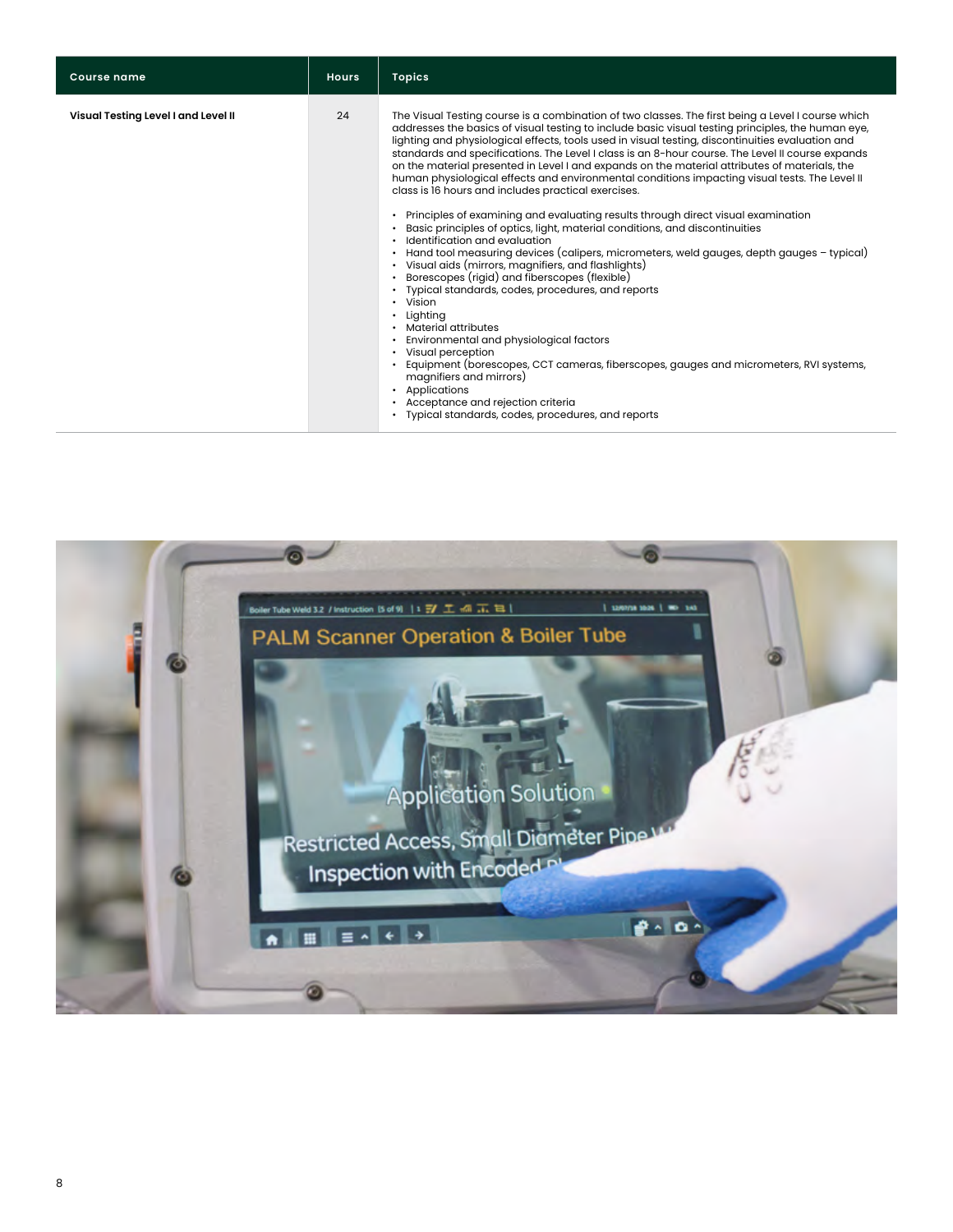| Course name | Hours | Topics |
|---|---|---|
| **Visual Testing Level I and Level II** | 24 | The Visual Testing course is a combination of two classes. The first being a Level I course which addresses the basics of visual testing to include basic visual testing principles, the human eye, lighting and physiological effects, tools used in visual testing, discontinuities evaluation and standards and specifications. The Level I class is an 8-hour course. The Level II course expands on the material presented in Level I and expands on the material attributes of materials, the human physiological effects and environmental conditions impacting visual tests. The Level II class is 16 hours and includes practical exercises.<br><br>• Principles of examining and evaluating results through direct visual examination<br>• Basic principles of optics, light, material conditions, and discontinuities<br>• Identification and evaluation<br>• Hand tool measuring devices (calipers, micrometers, weld gauges, depth gauges – typical)<br>• Visual aids (mirrors, magnifiers, and flashlights)<br>• Borescopes (rigid) and fiberscopes (flexible)<br>• Typical standards, codes, procedures, and reports<br>• Vision<br>• Lighting<br>• Material attributes<br>• Environmental and physiological factors<br>• Visual perception<br>• Equipment (borescopes, CCT cameras, fiberscopes, gauges and micrometers, RVI systems, magnifiers and mirrors)<br>• Applications<br>• Acceptance and rejection criteria<br>• Typical standards, codes, procedures, and reports |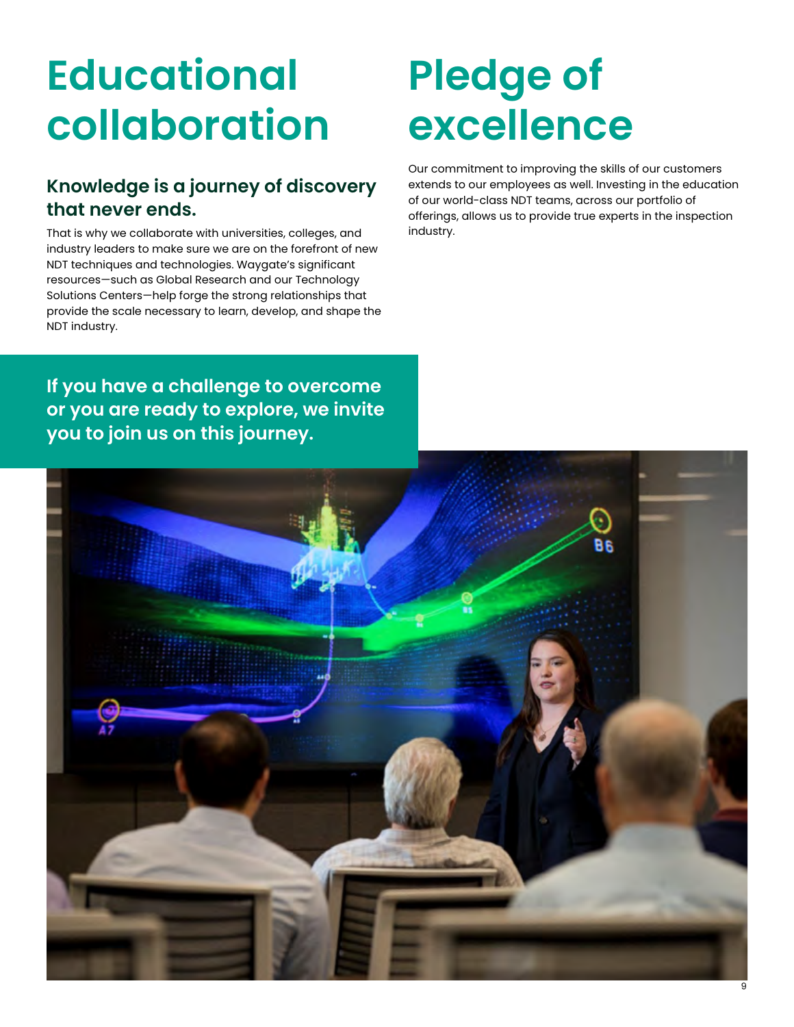# Educational collaboration

## Knowledge is a journey of discovery that never ends.

That is why we collaborate with universities, colleges, and industry leaders to make sure we are on the forefront of new NDT techniques and technologies. Waygate's significant resources—such as Global Research and our Technology Solutions Centers—help forge the strong relationships that provide the scale necessary to learn, develop, and shape the NDT industry.

**If you have a challenge to overcome or you are ready to explore, we invite you to join us on this journey.**

# Pledge of excellence

Our commitment to improving the skills of our customers extends to our employees as well. Investing in the education of our world-class NDT teams, across our portfolio of offerings, allows us to provide true experts in the inspection industry.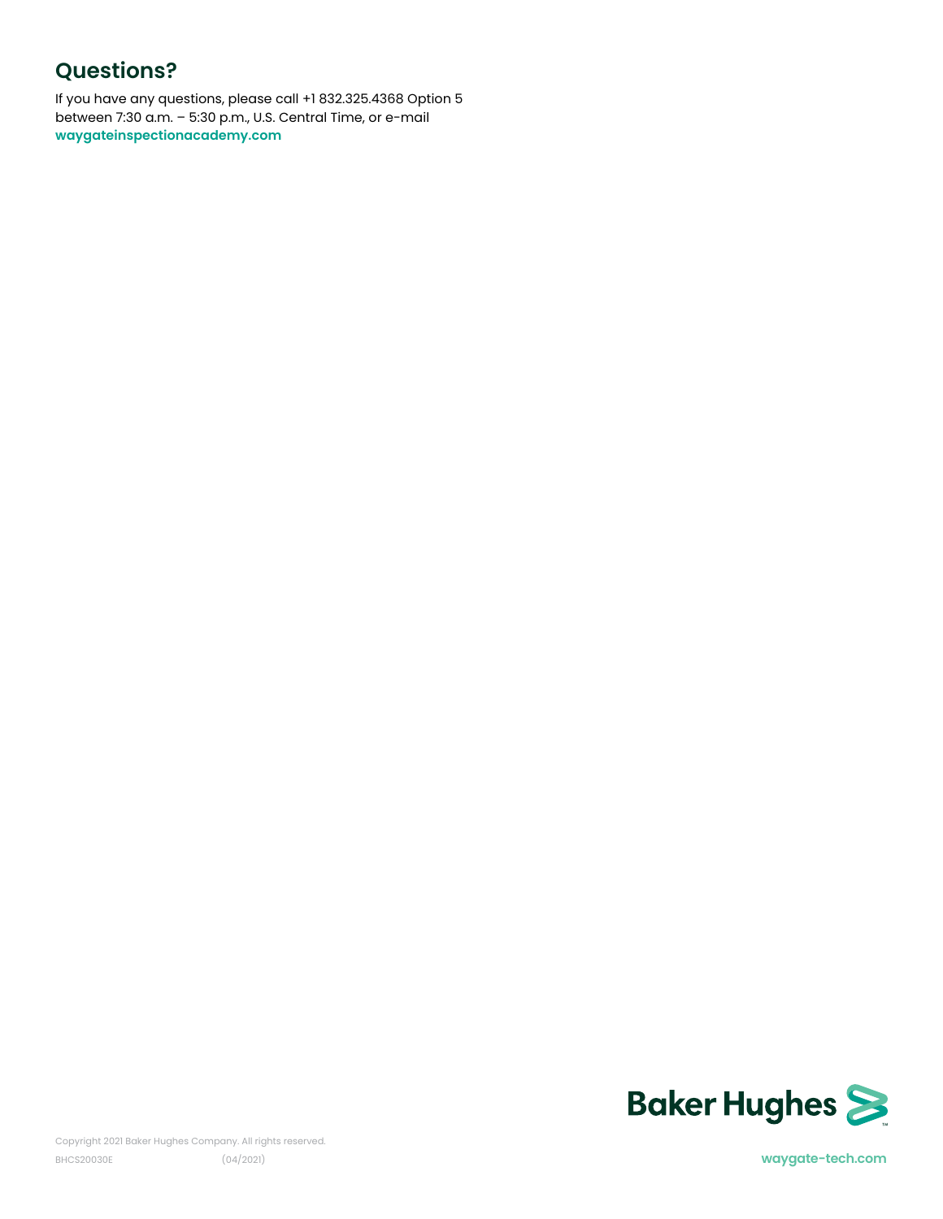## Questions?

If you have any questions, please call +1 832.325.4368 Option 5 between 7:30 a.m. – 5:30 p.m., U.S. Central Time, or e-mail **waygateinspectionacademy.com**

Baker Hughes

Copyright 2021 Baker Hughes Company. All rights reserved.

BHCS20030E (04/2021)

**waygate-tech.com**